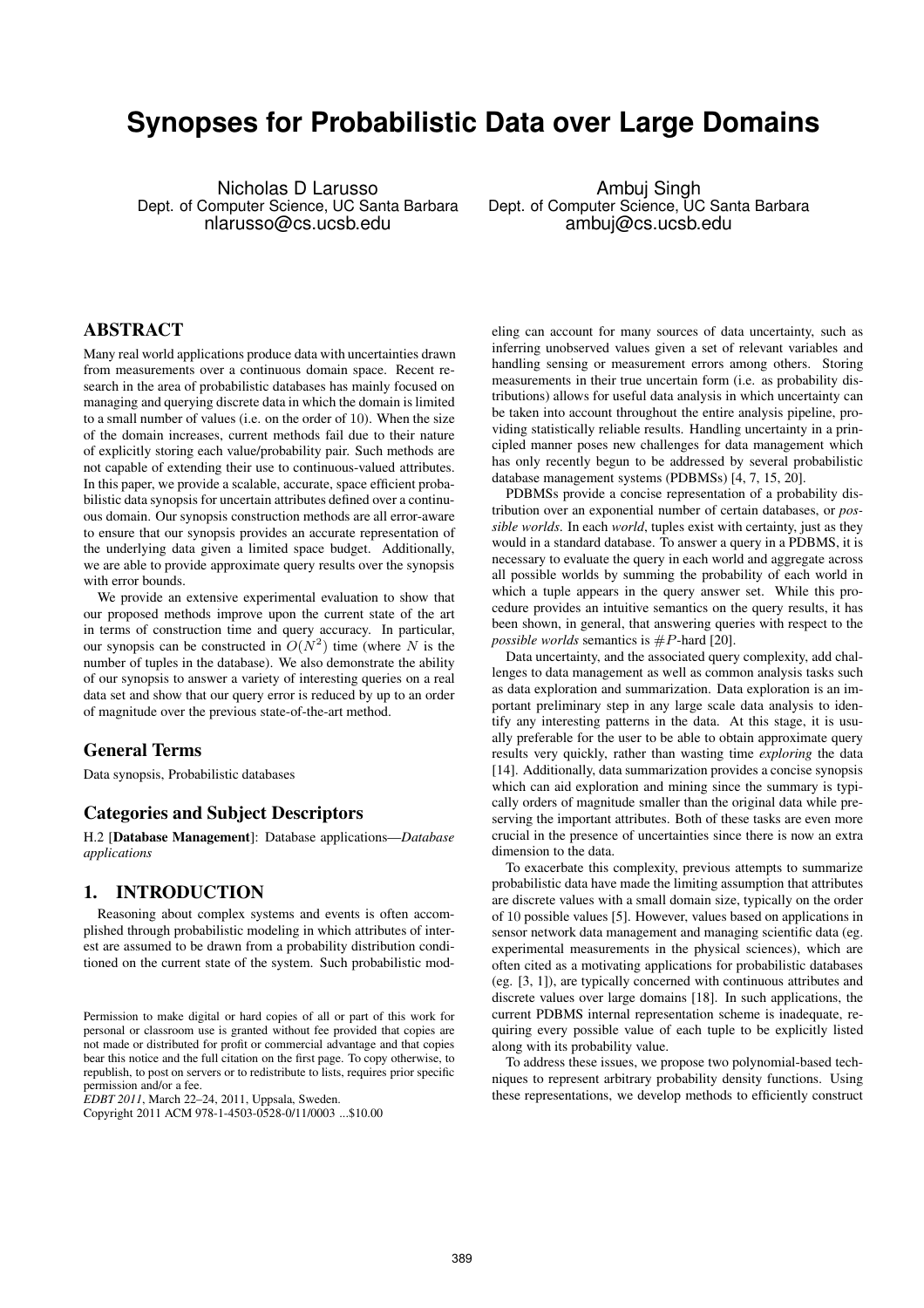# Synopses for Probabilistic Data over Large Domains

Nicholas D Larusso
Dept. of Computer Science, UC Santa Barbara
nlarusso@cs.ucsb.edu

Ambuj Singh
Dept. of Computer Science, UC Santa Barbara
ambuj@cs.ucsb.edu

## ABSTRACT

Many real world applications produce data with uncertainties drawn from measurements over a continuous domain space. Recent research in the area of probabilistic databases has mainly focused on managing and querying discrete data in which the domain is limited to a small number of values (i.e. on the order of 10). When the size of the domain increases, current methods fail due to their nature of explicitly storing each value/probability pair. Such methods are not capable of extending their use to continuous-valued attributes. In this paper, we provide a scalable, accurate, space efficient probabilistic data synopsis for uncertain attributes defined over a continuous domain. Our synopsis construction methods are all error-aware to ensure that our synopsis provides an accurate representation of the underlying data given a limited space budget. Additionally, we are able to provide approximate query results over the synopsis with error bounds.

We provide an extensive experimental evaluation to show that our proposed methods improve upon the current state of the art in terms of construction time and query accuracy. In particular, our synopsis can be constructed in $O(N^2)$ time (where $N$ is the number of tuples in the database). We also demonstrate the ability of our synopsis to answer a variety of interesting queries on a real data set and show that our query error is reduced by up to an order of magnitude over the previous state-of-the-art method.

## General Terms

Data synopsis, Probabilistic databases

## Categories and Subject Descriptors

H.2 [**Database Management**]: Database applications—*Database applications*

## 1. INTRODUCTION

Reasoning about complex systems and events is often accomplished through probabilistic modeling in which attributes of interest are assumed to be drawn from a probability distribution conditioned on the current state of the system. Such probabilistic modeling can account for many sources of data uncertainty, such as inferring unobserved values given a set of relevant variables and handling sensing or measurement errors among others. Storing measurements in their true uncertain form (i.e. as probability distributions) allows for useful data analysis in which uncertainty can be taken into account throughout the entire analysis pipeline, providing statistically reliable results. Handling uncertainty in a principled manner poses new challenges for data management which has only recently begun to be addressed by several probabilistic database management systems (PDBMSs) [4, 7, 15, 20].

PDBMSs provide a concise representation of a probability distribution over an exponential number of certain databases, or *possible worlds*. In each *world*, tuples exist with certainty, just as they would in a standard database. To answer a query in a PDBMS, it is necessary to evaluate the query in each world and aggregate across all possible worlds by summing the probability of each world in which a tuple appears in the query answer set. While this procedure provides an intuitive semantics on the query results, it has been shown, in general, that answering queries with respect to the *possible worlds* semantics is $\#P$-hard [20].

Data uncertainty, and the associated query complexity, add challenges to data management as well as common analysis tasks such as data exploration and summarization. Data exploration is an important preliminary step in any large scale data analysis to identify any interesting patterns in the data. At this stage, it is usually preferable for the user to be able to obtain approximate query results very quickly, rather than wasting time *exploring* the data [14]. Additionally, data summarization provides a concise synopsis which can aid exploration and mining since the summary is typically orders of magnitude smaller than the original data while preserving the important attributes. Both of these tasks are even more crucial in the presence of uncertainties since there is now an extra dimension to the data.

To exacerbate this complexity, previous attempts to summarize probabilistic data have made the limiting assumption that attributes are discrete values with a small domain size, typically on the order of 10 possible values [5]. However, values based on applications in sensor network data management and managing scientific data (eg. experimental measurements in the physical sciences), which are often cited as a motivating applications for probabilistic databases (eg. [3, 1]), are typically concerned with continuous attributes and discrete values over large domains [18]. In such applications, the current PDBMS internal representation scheme is inadequate, requiring every possible value of each tuple to be explicitly listed along with its probability value.

To address these issues, we propose two polynomial-based techniques to represent arbitrary probability density functions. Using these representations, we develop methods to efficiently construct

Permission to make digital or hard copies of all or part of this work for personal or classroom use is granted without fee provided that copies are not made or distributed for profit or commercial advantage and that copies bear this notice and the full citation on the first page. To copy otherwise, to republish, to post on servers or to redistribute to lists, requires prior specific permission and/or a fee.
*EDBT 2011*, March 22–24, 2011, Uppsala, Sweden.
Copyright 2011 ACM 978-1-4503-0528-0/11/0003 ...$10.00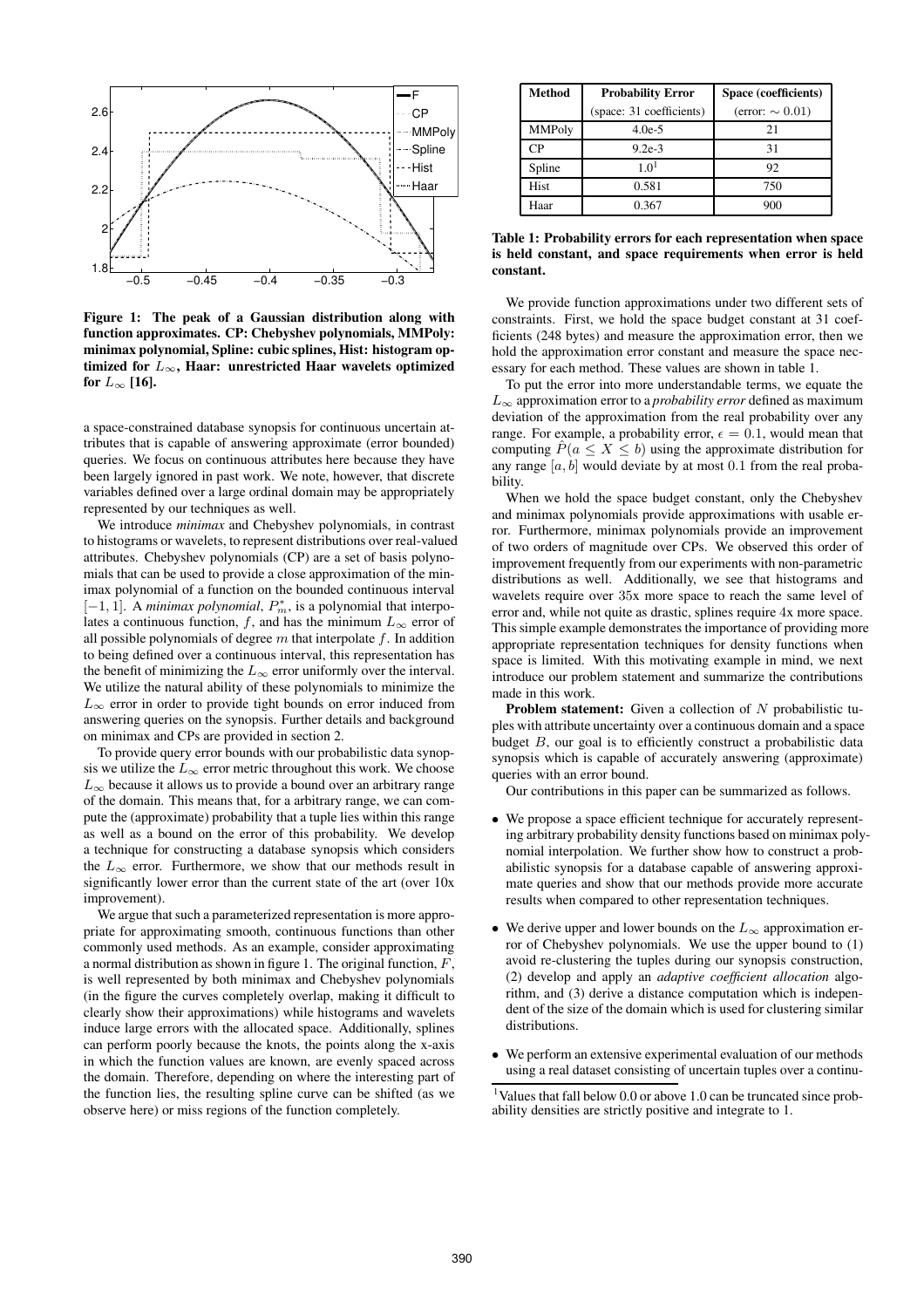Figure 1: The peak of a Gaussian distribution along with function approximates. CP: Chebyshev polynomials, MMPoly: minimax polynomial, Spline: cubic splines, Hist: histogram optimized for $L_\infty$, Haar: unrestricted Haar wavelets optimized for $L_\infty$ [16].

a space-constrained database synopsis for continuous uncertain attributes that is capable of answering approximate (error bounded) queries. We focus on continuous attributes here because they have been largely ignored in past work. We note, however, that discrete variables defined over a large ordinal domain may be appropriately represented by our techniques as well.

We introduce *minimax* and Chebyshev polynomials, in contrast to histograms or wavelets, to represent distributions over real-valued attributes. Chebyshev polynomials (CP) are a set of basis polynomials that can be used to provide a close approximation of the minimax polynomial of a function on the bounded continuous interval $[-1, 1]$. A *minimax polynomial*, $P^*_m$, is a polynomial that interpolates a continuous function, $f$, and has the minimum $L_\infty$ error of all possible polynomials of degree $m$ that interpolate $f$. In addition to being defined over a continuous interval, this representation has the benefit of minimizing the $L_\infty$ error uniformly over the interval. We utilize the natural ability of these polynomials to minimize the $L_\infty$ error in order to provide tight bounds on error induced from answering queries on the synopsis. Further details and background on minimax and CPs are provided in section 2.

To provide query error bounds with our probabilistic data synopsis we utilize the $L_\infty$ error metric throughout this work. We choose $L_\infty$ because it allows us to provide a bound over an arbitrary range of the domain. This means that, for a arbitrary range, we can compute the (approximate) probability that a tuple lies within this range as well as a bound on the error of this probability. We develop a technique for constructing a database synopsis which considers the $L_\infty$ error. Furthermore, we show that our methods result in significantly lower error than the current state of the art (over 10x improvement).

We argue that such a parameterized representation is more appropriate for approximating smooth, continuous functions than other commonly used methods. As an example, consider approximating a normal distribution as shown in figure 1. The original function, $F$, is well represented by both minimax and Chebyshev polynomials (in the figure the curves completely overlap, making it difficult to clearly show their approximations) while histograms and wavelets induce large errors with the allocated space. Additionally, splines can perform poorly because the knots, the points along the x-axis in which the function values are known, are evenly spaced across the domain. Therefore, depending on where the interesting part of the function lies, the resulting spline curve can be shifted (as we observe here) or miss regions of the function completely.

| Method | Probability Error (space: 31 coefficients) | Space (coefficients) (error: $\sim 0.01$) |
|---|---|---|
| MMPoly | 4.0e-5 | 21 |
| CP | 9.2e-3 | 31 |
| Spline | 1.0[1] | 92 |
| Hist | 0.581 | 750 |
| Haar | 0.367 | 900 |

Table 1: Probability errors for each representation when space is held constant, and space requirements when error is held constant.

We provide function approximations under two different sets of constraints. First, we hold the space budget constant at 31 coefficients (248 bytes) and measure the approximation error, then we hold the approximation error constant and measure the space necessary for each method. These values are shown in table 1.

To put the error into more understandable terms, we equate the $L_\infty$ approximation error to a *probability error* defined as maximum deviation of the approximation from the real probability over any range. For example, a probability error, $\epsilon = 0.1$, would mean that computing $\hat{P}(a \leq X \leq b)$ using the approximate distribution for any range $[a, b]$ would deviate by at most $0.1$ from the real probability.

When we hold the space budget constant, only the Chebyshev and minimax polynomials provide approximations with usable error. Furthermore, minimax polynomials provide an improvement of two orders of magnitude over CPs. We observed this order of improvement frequently from our experiments with non-parametric distributions as well. Additionally, we see that histograms and wavelets require over $35$x more space to reach the same level of error and, while not quite as drastic, splines require $4$x more space. This simple example demonstrates the importance of providing more appropriate representation techniques for density functions when space is limited. With this motivating example in mind, we next introduce our problem statement and summarize the contributions made in this work.

**Problem statement:** Given a collection of $N$ probabilistic tuples with attribute uncertainty over a continuous domain and a space budget $B$, our goal is to efficiently construct a probabilistic data synopsis which is capable of accurately answering (approximate) queries with an error bound.

Our contributions in this paper can be summarized as follows.

- We propose a space efficient technique for accurately representing arbitrary probability density functions based on minimax polynomial interpolation. We further show how to construct a probabilistic synopsis for a database capable of answering approximate queries and show that our methods provide more accurate results when compared to other representation techniques.
- We derive upper and lower bounds on the $L_\infty$ approximation error of Chebyshev polynomials. We use the upper bound to (1) avoid re-clustering the tuples during our synopsis construction, (2) develop and apply an *adaptive coefficient allocation* algorithm, and (3) derive a distance computation which is independent of the size of the domain which is used for clustering similar distributions.
- We perform an extensive experimental evaluation of our methods using a real dataset consisting of uncertain tuples over a continu-

[1] Values that fall below 0.0 or above 1.0 can be truncated since probability densities are strictly positive and integrate to 1.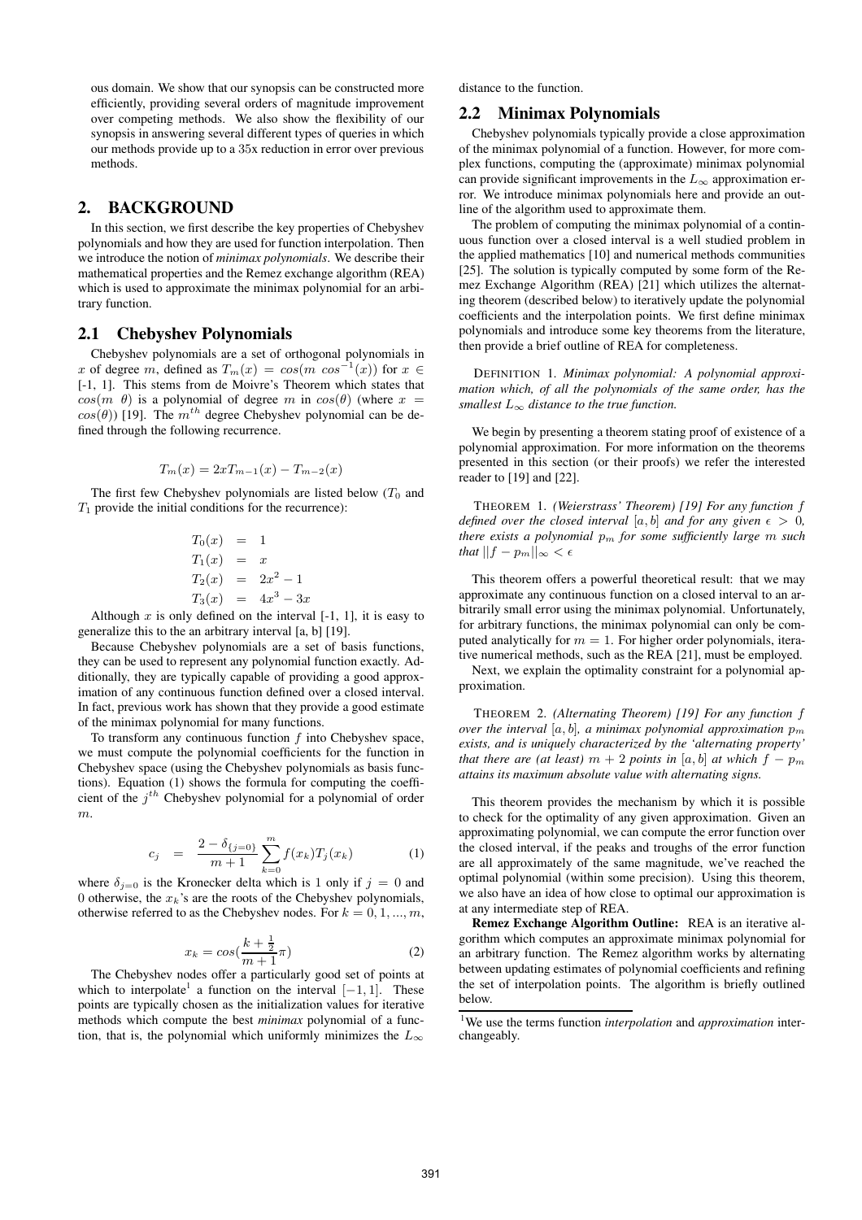ous domain. We show that our synopsis can be constructed more efficiently, providing several orders of magnitude improvement over competing methods. We also show the flexibility of our synopsis in answering several different types of queries in which our methods provide up to a 35x reduction in error over previous methods.

## 2. BACKGROUND

In this section, we first describe the key properties of Chebyshev polynomials and how they are used for function interpolation. Then we introduce the notion of *minimax polynomials*. We describe their mathematical properties and the Remez exchange algorithm (REA) which is used to approximate the minimax polynomial for an arbitrary function.

### 2.1 Chebyshev Polynomials

Chebyshev polynomials are a set of orthogonal polynomials in $x$ of degree $m$, defined as $T_m(x) = cos(m\ cos^{-1}(x))$ for $x \in$ [-1, 1]. This stems from de Moivre's Theorem which states that $cos(m\ \theta)$ is a polynomial of degree $m$ in $cos(\theta)$ (where $x = cos(\theta)$) [19]. The $m^{th}$ degree Chebyshev polynomial can be defined through the following recurrence.

$$T_m(x) = 2xT_{m-1}(x) - T_{m-2}(x)$$

The first few Chebyshev polynomials are listed below ($T_0$ and $T_1$ provide the initial conditions for the recurrence):

$$\begin{aligned} T_0(x) &= 1 \\ T_1(x) &= x \\ T_2(x) &= 2x^2 - 1 \\ T_3(x) &= 4x^3 - 3x \end{aligned}$$

Although $x$ is only defined on the interval [-1, 1], it is easy to generalize this to the an arbitrary interval [a, b] [19].

Because Chebyshev polynomials are a set of basis functions, they can be used to represent any polynomial function exactly. Additionally, they are typically capable of providing a good approximation of any continuous function defined over a closed interval. In fact, previous work has shown that they provide a good estimate of the minimax polynomial for many functions.

To transform any continuous function $f$ into Chebyshev space, we must compute the polynomial coefficients for the function in Chebyshev space (using the Chebyshev polynomials as basis functions). Equation (1) shows the formula for computing the coefficient of the $j^{th}$ Chebyshev polynomial for a polynomial of order $m$.

$$c_j \quad = \quad \frac{2 - \delta_{\{j=0\}}}{m+1} \sum_{k=0}^{m} f(x_k) T_j(x_k) \tag{1}$$

where $\delta_{j=0}$ is the Kronecker delta which is 1 only if $j = 0$ and 0 otherwise, the $x_k$'s are the roots of the Chebyshev polynomials, otherwise referred to as the Chebyshev nodes. For $k = 0, 1, ..., m$,

$$x_k = cos(\frac{k + \frac{1}{2}}{m+1}\pi) \tag{2}$$

The Chebyshev nodes offer a particularly good set of points at which to interpolate[1] a function on the interval $[-1, 1]$. These points are typically chosen as the initialization values for iterative methods which compute the best *minimax* polynomial of a function, that is, the polynomial which uniformly minimizes the $L_\infty$ distance to the function.

### 2.2 Minimax Polynomials

Chebyshev polynomials typically provide a close approximation of the minimax polynomial of a function. However, for more complex functions, computing the (approximate) minimax polynomial can provide significant improvements in the $L_\infty$ approximation error. We introduce minimax polynomials here and provide an outline of the algorithm used to approximate them.

The problem of computing the minimax polynomial of a continuous function over a closed interval is a well studied problem in the applied mathematics [10] and numerical methods communities [25]. The solution is typically computed by some form of the Remez Exchange Algorithm (REA) [21] which utilizes the alternating theorem (described below) to iteratively update the polynomial coefficients and the interpolation points. We first define minimax polynomials and introduce some key theorems from the literature, then provide a brief outline of REA for completeness.

DEFINITION 1. *Minimax polynomial: A polynomial approximation which, of all the polynomials of the same order, has the smallest $L_\infty$ distance to the true function.*

We begin by presenting a theorem stating proof of existence of a polynomial approximation. For more information on the theorems presented in this section (or their proofs) we refer the interested reader to [19] and [22].

THEOREM 1. *(Weierstrass' Theorem) [19] For any function $f$ defined over the closed interval $[a, b]$ and for any given $\epsilon > 0$, there exists a polynomial $p_m$ for some sufficiently large $m$ such that $||f - p_m||_\infty < \epsilon$*

This theorem offers a powerful theoretical result: that we may approximate any continuous function on a closed interval to an arbitrarily small error using the minimax polynomial. Unfortunately, for arbitrary functions, the minimax polynomial can only be computed analytically for $m = 1$. For higher order polynomials, iterative numerical methods, such as the REA [21], must be employed.

Next, we explain the optimality constraint for a polynomial approximation.

THEOREM 2. *(Alternating Theorem) [19] For any function $f$ over the interval $[a, b]$, a minimax polynomial approximation $p_m$ exists, and is uniquely characterized by the 'alternating property' that there are (at least) $m + 2$ points in $[a, b]$ at which $f - p_m$ attains its maximum absolute value with alternating signs.*

This theorem provides the mechanism by which it is possible to check for the optimality of any given approximation. Given an approximating polynomial, we can compute the error function over the closed interval, if the peaks and troughs of the error function are all approximately of the same magnitude, we've reached the optimal polynomial (within some precision). Using this theorem, we also have an idea of how close to optimal our approximation is at any intermediate step of REA.

**Remez Exchange Algorithm Outline:** REA is an iterative algorithm which computes an approximate minimax polynomial for an arbitrary function. The Remez algorithm works by alternating between updating estimates of polynomial coefficients and refining the set of interpolation points. The algorithm is briefly outlined below.

[1] We use the terms function *interpolation* and *approximation* interchangeably.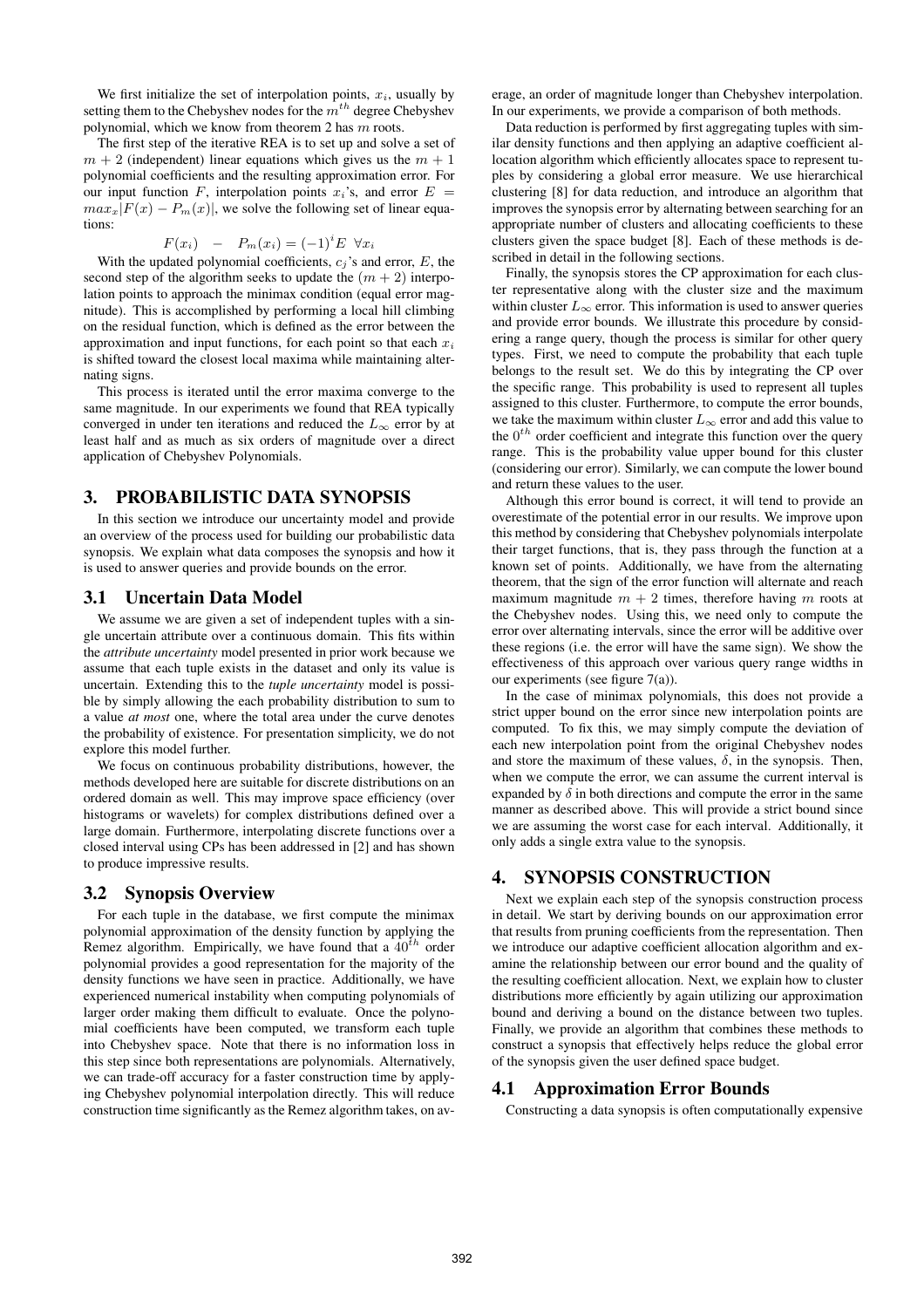We first initialize the set of interpolation points, $x_i$, usually by setting them to the Chebyshev nodes for the $m^{th}$ degree Chebyshev polynomial, which we know from theorem 2 has $m$ roots.

The first step of the iterative REA is to set up and solve a set of $m + 2$ (independent) linear equations which gives us the $m + 1$ polynomial coefficients and the resulting approximation error. For our input function $F$, interpolation points $x_i$'s, and error $E = max_x|F(x) - P_m(x)|$, we solve the following set of linear equations:

$$F(x_i) \quad - \quad P_m(x_i) = (-1)^i E \ \ \forall x_i$$

With the updated polynomial coefficients, $c_j$'s and error, $E$, the second step of the algorithm seeks to update the $(m + 2)$ interpolation points to approach the minimax condition (equal error magnitude). This is accomplished by performing a local hill climbing on the residual function, which is defined as the error between the approximation and input functions, for each point so that each $x_i$ is shifted toward the closest local maxima while maintaining alternating signs.

This process is iterated until the error maxima converge to the same magnitude. In our experiments we found that REA typically converged in under ten iterations and reduced the $L_\infty$ error by at least half and as much as six orders of magnitude over a direct application of Chebyshev Polynomials.

# 3. PROBABILISTIC DATA SYNOPSIS

In this section we introduce our uncertainty model and provide an overview of the process used for building our probabilistic data synopsis. We explain what data composes the synopsis and how it is used to answer queries and provide bounds on the error.

## 3.1 Uncertain Data Model

We assume we are given a set of independent tuples with a single uncertain attribute over a continuous domain. This fits within the *attribute uncertainty* model presented in prior work because we assume that each tuple exists in the dataset and only its value is uncertain. Extending this to the *tuple uncertainty* model is possible by simply allowing the each probability distribution to sum to a value *at most* one, where the total area under the curve denotes the probability of existence. For presentation simplicity, we do not explore this model further.

We focus on continuous probability distributions, however, the methods developed here are suitable for discrete distributions on an ordered domain as well. This may improve space efficiency (over histograms or wavelets) for complex distributions defined over a large domain. Furthermore, interpolating discrete functions over a closed interval using CPs has been addressed in [2] and has shown to produce impressive results.

## 3.2 Synopsis Overview

For each tuple in the database, we first compute the minimax polynomial approximation of the density function by applying the Remez algorithm. Empirically, we have found that a $40^{th}$ order polynomial provides a good representation for the majority of the density functions we have seen in practice. Additionally, we have experienced numerical instability when computing polynomials of larger order making them difficult to evaluate. Once the polynomial coefficients have been computed, we transform each tuple into Chebyshev space. Note that there is no information loss in this step since both representations are polynomials. Alternatively, we can trade-off accuracy for a faster construction time by applying Chebyshev polynomial interpolation directly. This will reduce construction time significantly as the Remez algorithm takes, on average, an order of magnitude longer than Chebyshev interpolation. In our experiments, we provide a comparison of both methods.

Data reduction is performed by first aggregating tuples with similar density functions and then applying an adaptive coefficient allocation algorithm which efficiently allocates space to represent tuples by considering a global error measure. We use hierarchical clustering [8] for data reduction, and introduce an algorithm that improves the synopsis error by alternating between searching for an appropriate number of clusters and allocating coefficients to these clusters given the space budget [8]. Each of these methods is described in detail in the following sections.

Finally, the synopsis stores the CP approximation for each cluster representative along with the cluster size and the maximum within cluster $L_\infty$ error. This information is used to answer queries and provide error bounds. We illustrate this procedure by considering a range query, though the process is similar for other query types. First, we need to compute the probability that each tuple belongs to the result set. We do this by integrating the CP over the specific range. This probability is used to represent all tuples assigned to this cluster. Furthermore, to compute the error bounds, we take the maximum within cluster $L_\infty$ error and add this value to the $0^{th}$ order coefficient and integrate this function over the query range. This is the probability value upper bound for this cluster (considering our error). Similarly, we can compute the lower bound and return these values to the user.

Although this error bound is correct, it will tend to provide an overestimate of the potential error in our results. We improve upon this method by considering that Chebyshev polynomials interpolate their target functions, that is, they pass through the function at a known set of points. Additionally, we have from the alternating theorem, that the sign of the error function will alternate and reach maximum magnitude $m + 2$ times, therefore having $m$ roots at the Chebyshev nodes. Using this, we need only to compute the error over alternating intervals, since the error will be additive over these regions (i.e. the error will have the same sign). We show the effectiveness of this approach over various query range widths in our experiments (see figure 7(a)).

In the case of minimax polynomials, this does not provide a strict upper bound on the error since new interpolation points are computed. To fix this, we may simply compute the deviation of each new interpolation point from the original Chebyshev nodes and store the maximum of these values, $\delta$, in the synopsis. Then, when we compute the error, we can assume the current interval is expanded by $\delta$ in both directions and compute the error in the same manner as described above. This will provide a strict bound since we are assuming the worst case for each interval. Additionally, it only adds a single extra value to the synopsis.

# 4. SYNOPSIS CONSTRUCTION

Next we explain each step of the synopsis construction process in detail. We start by deriving bounds on our approximation error that results from pruning coefficients from the representation. Then we introduce our adaptive coefficient allocation algorithm and examine the relationship between our error bound and the quality of the resulting coefficient allocation. Next, we explain how to cluster distributions more efficiently by again utilizing our approximation bound and deriving a bound on the distance between two tuples. Finally, we provide an algorithm that combines these methods to construct a synopsis that effectively helps reduce the global error of the synopsis given the user defined space budget.

## 4.1 Approximation Error Bounds

Constructing a data synopsis is often computationally expensive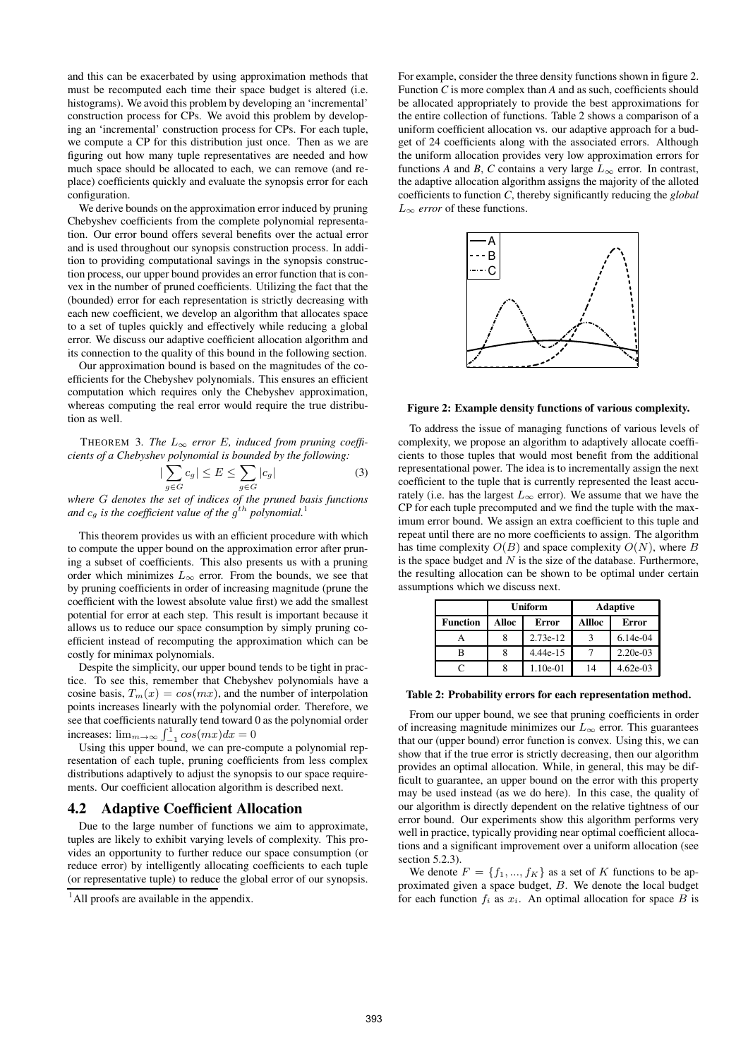and this can be exacerbated by using approximation methods that must be recomputed each time their space budget is altered (i.e. histograms). We avoid this problem by developing an 'incremental' construction process for CPs. We avoid this problem by developing an 'incremental' construction process for CPs. For each tuple, we compute a CP for this distribution just once. Then as we are figuring out how many tuple representatives are needed and how much space should be allocated to each, we can remove (and replace) coefficients quickly and evaluate the synopsis error for each configuration.

We derive bounds on the approximation error induced by pruning Chebyshev coefficients from the complete polynomial representation. Our error bound offers several benefits over the actual error and is used throughout our synopsis construction process. In addition to providing computational savings in the synopsis construction process, our upper bound provides an error function that is convex in the number of pruned coefficients. Utilizing the fact that the (bounded) error for each representation is strictly decreasing with each new coefficient, we develop an algorithm that allocates space to a set of tuples quickly and effectively while reducing a global error. We discuss our adaptive coefficient allocation algorithm and its connection to the quality of this bound in the following section.

Our approximation bound is based on the magnitudes of the coefficients for the Chebyshev polynomials. This ensures an efficient computation which requires only the Chebyshev approximation, whereas computing the real error would require the true distribution as well.

THEOREM 3. *The $L_\infty$ error $E$, induced from pruning coefficients of a Chebyshev polynomial is bounded by the following:*

$$|\sum_{g \in G} c_g| \le E \le \sum_{g \in G} |c_g| \tag{3}$$

*where $G$ denotes the set of indices of the pruned basis functions and $c_g$ is the coefficient value of the $g^{th}$ polynomial.*[1]

This theorem provides us with an efficient procedure with which to compute the upper bound on the approximation error after pruning a subset of coefficients. This also presents us with a pruning order which minimizes $L_\infty$ error. From the bounds, we see that by pruning coefficients in order of increasing magnitude (prune the coefficient with the lowest absolute value first) we add the smallest potential for error at each step. This result is important because it allows us to reduce our space consumption by simply pruning coefficient instead of recomputing the approximation which can be costly for minimax polynomials.

Despite the simplicity, our upper bound tends to be tight in practice. To see this, remember that Chebyshev polynomials have a cosine basis, $T_m(x) = cos(mx)$, and the number of interpolation points increases linearly with the polynomial order. Therefore, we see that coefficients naturally tend toward 0 as the polynomial order increases: $\lim_{m\to\infty} \int_{-1}^{1} cos(mx)dx = 0$

Using this upper bound, we can pre-compute a polynomial representation of each tuple, pruning coefficients from less complex distributions adaptively to adjust the synopsis to our space requirements. Our coefficient allocation algorithm is described next.

## 4.2 Adaptive Coefficient Allocation

Due to the large number of functions we aim to approximate, tuples are likely to exhibit varying levels of complexity. This provides an opportunity to further reduce our space consumption (or reduce error) by intelligently allocating coefficients to each tuple (or representative tuple) to reduce the global error of our synopsis.

[1] All proofs are available in the appendix.

For example, consider the three density functions shown in figure 2. Function *C* is more complex than *A* and as such, coefficients should be allocated appropriately to provide the best approximations for the entire collection of functions. Table 2 shows a comparison of a uniform coefficient allocation vs. our adaptive approach for a budget of 24 coefficients along with the associated errors. Although the uniform allocation provides very low approximation errors for functions *A* and *B*, *C* contains a very large $L_\infty$ error. In contrast, the adaptive allocation algorithm assigns the majority of the alloted coefficients to function *C*, thereby significantly reducing the *global $L_\infty$ error* of these functions.

**Figure 2: Example density functions of various complexity.**

To address the issue of managing functions of various levels of complexity, we propose an algorithm to adaptively allocate coefficients to those tuples that would most benefit from the additional representational power. The idea is to incrementally assign the next coefficient to the tuple that is currently represented the least accurately (i.e. has the largest $L_\infty$ error). We assume that we have the CP for each tuple precomputed and we find the tuple with the maximum error bound. We assign an extra coefficient to this tuple and repeat until there are no more coefficients to assign. The algorithm has time complexity $O(B)$ and space complexity $O(N)$, where $B$ is the space budget and $N$ is the size of the database. Furthermore, the resulting allocation can be shown to be optimal under certain assumptions which we discuss next.

| | Uniform | | Adaptive | |
|---|---|---|---|---|
| **Function** | **Alloc** | **Error** | **Allloc** | **Error** |
| A | 8 | 2.73e-12 | 3 | 6.14e-04 |
| B | 8 | 4.44e-15 | 7 | 2.20e-03 |
| C | 8 | 1.10e-01 | 14 | 4.62e-03 |

**Table 2: Probability errors for each representation method.**

From our upper bound, we see that pruning coefficients in order of increasing magnitude minimizes our $L_\infty$ error. This guarantees that our (upper bound) error function is convex. Using this, we can show that if the true error is strictly decreasing, then our algorithm provides an optimal allocation. While, in general, this may be difficult to guarantee, an upper bound on the error with this property may be used instead (as we do here). In this case, the quality of our algorithm is directly dependent on the relative tightness of our error bound. Our experiments show this algorithm performs very well in practice, typically providing near optimal coefficient allocations and a significant improvement over a uniform allocation (see section 5.2.3).

We denote $F = \{f_1, ..., f_K\}$ as a set of $K$ functions to be approximated given a space budget, $B$. We denote the local budget for each function $f_i$ as $x_i$. An optimal allocation for space $B$ is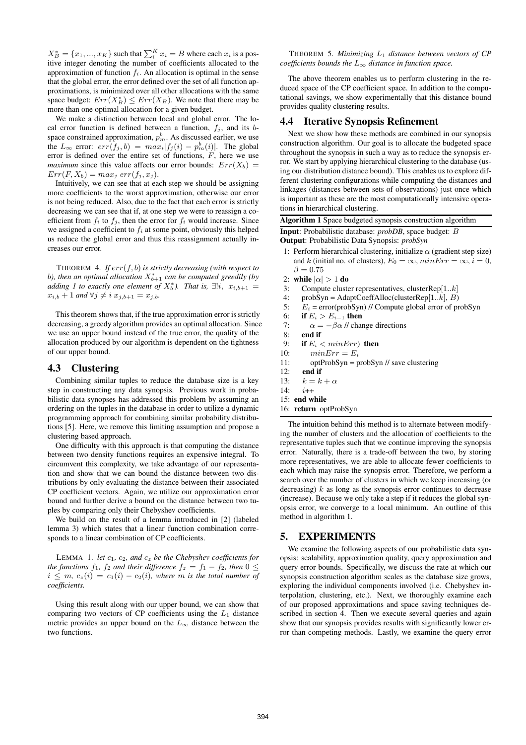$X_B^* = \{x_1, ..., x_K\}$ such that $\sum_i^K x_i = B$ where each $x_i$ is a positive integer denoting the number of coefficients allocated to the approximation of function $f_i$. An allocation is optimal in the sense that the global error, the error defined over the set of all function approximations, is minimized over all other allocations with the same space budget: $Err(X_B^*) \le Err(X_B)$. We note that there may be more than one optimal allocation for a given budget.

We make a distinction between local and global error. The local error function is defined between a function, $f_j$, and its $b$-space constrained approximation, $p_m^b$. As discussed earlier, we use the $L_\infty$ error: $err(f_j, b) = max_i|f_j(i) - p_m^b(i)|$. The global error is defined over the entire set of functions, $F$, here we use *maximum* since this value affects our error bounds: $Err(X_b) = Err(F, X_b) = max_j \; err(f_j, x_j)$.

Intuitively, we can see that at each step we should be assigning more coefficients to the worst approximation, otherwise our error is not being reduced. Also, due to the fact that each error is strictly decreasing we can see that if, at one step we were to reassign a coefficient from $f_i$ to $f_j$, then the error for $f_i$ would increase. Since we assigned a coefficient to $f_i$ at some point, obviously this helped us reduce the global error and thus this reassignment actually increases our error.

THEOREM 4. *If $err(f, b)$ is strictly decreasing (with respect to $b$), then an optimal allocation $X_{b+1}^*$ can be computed greedily (by adding 1 to exactly one element of $X_b^*$). That is, $\exists! i, \; x_{i,b+1} = x_{i,b} + 1$ and $\forall j \neq i \; x_{j,b+1} = x_{j,b}$.*

This theorem shows that, if the true approximation error is strictly decreasing, a greedy algorithm provides an optimal allocation. Since we use an upper bound instead of the true error, the quality of the allocation produced by our algorithm is dependent on the tightness of our upper bound.

## 4.3 Clustering

Combining similar tuples to reduce the database size is a key step in constructing any data synopsis. Previous work in probabilistic data synopses has addressed this problem by assuming an ordering on the tuples in the database in order to utilize a dynamic programming approach for combining similar probability distributions [5]. Here, we remove this limiting assumption and propose a clustering based approach.

One difficulty with this approach is that computing the distance between two density functions requires an expensive integral. To circumvent this complexity, we take advantage of our representation and show that we can bound the distance between two distributions by only evaluating the distance between their associated CP coefficient vectors. Again, we utilize our approximation error bound and further derive a bound on the distance between two tuples by comparing only their Chebyshev coefficients.

We build on the result of a lemma introduced in [2] (labeled lemma 3) which states that a linear function combination corresponds to a linear combination of CP coefficients.

LEMMA 1. *let $c_1$, $c_2$, and $c_z$ be the Chebyshev coefficients for the functions $f_1$, $f_2$ and their difference $f_z = f_1 - f_2$, then $0 \le i \le m$, $c_z(i) = c_1(i) - c_2(i)$, where $m$ is the total number of coefficients.*

Using this result along with our upper bound, we can show that comparing two vectors of CP coefficients using the $L_1$ distance metric provides an upper bound on the $L_\infty$ distance between the two functions.

THEOREM 5. *Minimizing $L_1$ distance between vectors of CP coefficients bounds the $L_\infty$ distance in function space.*

The above theorem enables us to perform clustering in the reduced space of the CP coefficient space. In addition to the computational savings, we show experimentally that this distance bound provides quality clustering results.

## 4.4 Iterative Synopsis Refinement

Next we show how these methods are combined in our synopsis construction algorithm. Our goal is to allocate the budgeted space throughout the synopsis in such a way as to reduce the synopsis error. We start by applying hierarchical clustering to the database (using our distribution distance bound). This enables us to explore different clustering configurations while computing the distances and linkages (distances between sets of observations) just once which is important as these are the most computationally intensive operations in hierarchical clustering.

**Algorithm 1** Space budgeted synopsis construction algorithm

**Input**: Probabilistic database: *probDB*, space budget: $B$
**Output**: Probabilistic Data Synopsis: *probSyn*

1: Perform hierarchical clustering, initialize $\alpha$ (gradient step size) and $k$ (initial no. of clusters), $E_0 = \infty$, $minErr = \infty$, $i = 0$, $\beta = 0.75$
2: **while** $|\alpha| > 1$ **do**
3: &nbsp;&nbsp;&nbsp;Compute cluster representatives, clusterRep$[1..k]$
4: &nbsp;&nbsp;&nbsp;probSyn = AdaptCoeffAlloc(clusterRep$[1..k]$, $B$)
5: &nbsp;&nbsp;&nbsp;$E_i$ = error(probSyn) // Compute global error of probSyn
6: &nbsp;&nbsp;&nbsp;**if** $E_i > E_{i-1}$ **then**
7: &nbsp;&nbsp;&nbsp;&nbsp;&nbsp;&nbsp;$\alpha = -\beta\alpha$ // change directions
8: &nbsp;&nbsp;&nbsp;**end if**
9: &nbsp;&nbsp;&nbsp;**if** $E_i < minErr$) **then**
10: &nbsp;&nbsp;&nbsp;&nbsp;&nbsp;&nbsp;$minErr = E_i$
11: &nbsp;&nbsp;&nbsp;&nbsp;&nbsp;&nbsp;optProbSyn = probSyn // save clustering
12: &nbsp;&nbsp;&nbsp;**end if**
13: &nbsp;&nbsp;&nbsp;$k = k + \alpha$
14: &nbsp;&nbsp;&nbsp;$i$++
15: **end while**
16: **return** optProbSyn

The intuition behind this method is to alternate between modifying the number of clusters and the allocation of coefficients to the representative tuples such that we continue improving the synopsis error. Naturally, there is a trade-off between the two, by storing more representatives, we are able to allocate fewer coefficients to each which may raise the synopsis error. Therefore, we perform a search over the number of clusters in which we keep increasing (or decreasing) $k$ as long as the synopsis error continues to decrease (increase). Because we only take a step if it reduces the global synopsis error, we converge to a local minimum. An outline of this method in algorithm 1.

# 5. EXPERIMENTS

We examine the following aspects of our probabilistic data synopsis: scalability, approximation quality, query approximation and query error bounds. Specifically, we discuss the rate at which our synopsis construction algorithm scales as the database size grows, exploring the individual components involved (i.e. Chebyshev interpolation, clustering, etc.). Next, we thoroughly examine each of our proposed approximations and space saving techniques described in section 4. Then we execute several queries and again show that our synopsis provides results with significantly lower error than competing methods. Lastly, we examine the query error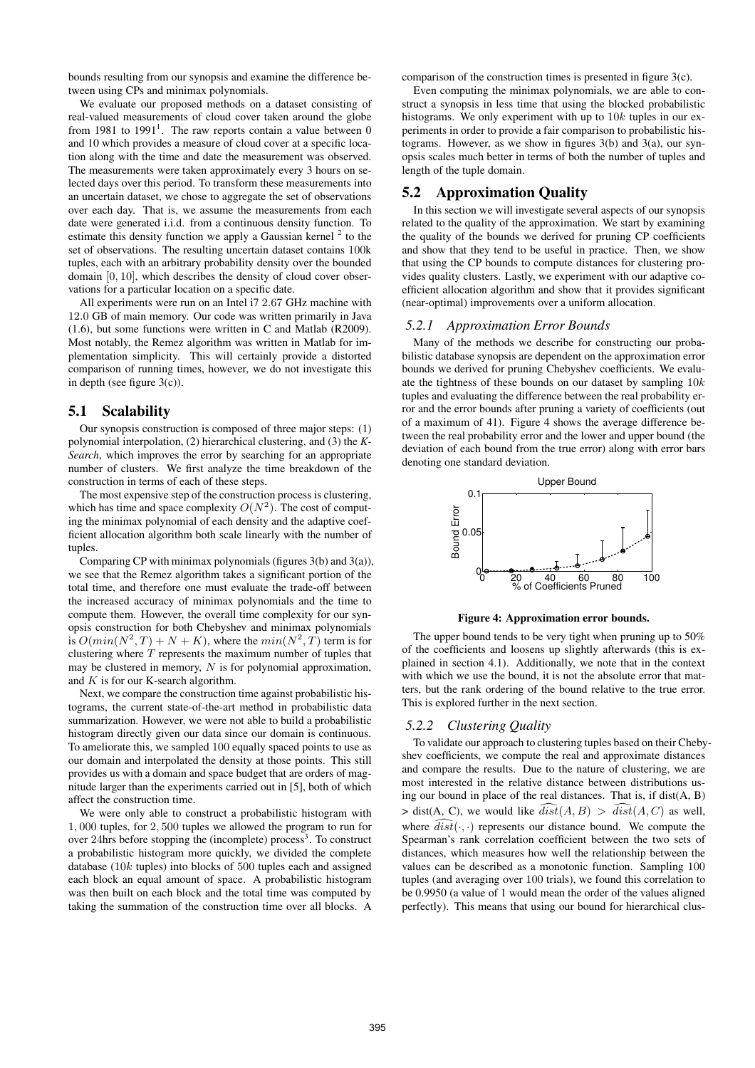bounds resulting from our synopsis and examine the difference between using CPs and minimax polynomials.

We evaluate our proposed methods on a dataset consisting of real-valued measurements of cloud cover taken around the globe from 1981 to 1991[1]. The raw reports contain a value between 0 and 10 which provides a measure of cloud cover at a specific location along with the time and date the measurement was observed. The measurements were taken approximately every 3 hours on selected days over this period. To transform these measurements into an uncertain dataset, we chose to aggregate the set of observations over each day. That is, we assume the measurements from each date were generated i.i.d. from a continuous density function. To estimate this density function we apply a Gaussian kernel [2] to the set of observations. The resulting uncertain dataset contains 100k tuples, each with an arbitrary probability density over the bounded domain $[0, 10]$, which describes the density of cloud cover observations for a particular location on a specific date.

All experiments were run on an Intel i7 2.67 GHz machine with 12.0 GB of main memory. Our code was written primarily in Java (1.6), but some functions were written in C and Matlab (R2009). Most notably, the Remez algorithm was written in Matlab for implementation simplicity. This will certainly provide a distorted comparison of running times, however, we do not investigate this in depth (see figure 3(c)).

## 5.1 Scalability

Our synopsis construction is composed of three major steps: (1) polynomial interpolation, (2) hierarchical clustering, and (3) the *K-Search*, which improves the error by searching for an appropriate number of clusters. We first analyze the time breakdown of the construction in terms of each of these steps.

The most expensive step of the construction process is clustering, which has time and space complexity $O(N^2)$. The cost of computing the minimax polynomial of each density and the adaptive coefficient allocation algorithm both scale linearly with the number of tuples.

Comparing CP with minimax polynomials (figures 3(b) and 3(a)), we see that the Remez algorithm takes a significant portion of the total time, and therefore one must evaluate the trade-off between the increased accuracy of minimax polynomials and the time to compute them. However, the overall time complexity for our synopsis construction for both Chebyshev and minimax polynomials is $O(min(N^2, T) + N + K)$, where the $min(N^2, T)$ term is for clustering where $T$ represents the maximum number of tuples that may be clustered in memory, $N$ is for polynomial approximation, and $K$ is for our K-search algorithm.

Next, we compare the construction time against probabilistic histograms, the current state-of-the-art method in probabilistic data summarization. However, we were not able to build a probabilistic histogram directly given our data since our domain is continuous. To ameliorate this, we sampled 100 equally spaced points to use as our domain and interpolated the density at those points. This still provides us with a domain and space budget that are orders of magnitude larger than the experiments carried out in [5], both of which affect the construction time.

We were only able to construct a probabilistic histogram with 1,000 tuples, for 2,500 tuples we allowed the program to run for over 24hrs before stopping the (incomplete) process[3]. To construct a probabilistic histogram more quickly, we divided the complete database (10$k$ tuples) into blocks of 500 tuples each and assigned each block an equal amount of space. A probabilistic histogram was then built on each block and the total time was computed by taking the summation of the construction time over all blocks. A comparison of the construction times is presented in figure 3(c).

Even computing the minimax polynomials, we are able to construct a synopsis in less time that using the blocked probabilistic histograms. We only experiment with up to 10$k$ tuples in our experiments in order to provide a fair comparison to probabilistic histograms. However, as we show in figures 3(b) and 3(a), our synopsis scales much better in terms of both the number of tuples and length of the tuple domain.

## 5.2 Approximation Quality

In this section we will investigate several aspects of our synopsis related to the quality of the approximation. We start by examining the quality of the bounds we derived for pruning CP coefficients and show that they tend to be useful in practice. Then, we show that using the CP bounds to compute distances for clustering provides quality clusters. Lastly, we experiment with our adaptive coefficient allocation algorithm and show that it provides significant (near-optimal) improvements over a uniform allocation.

### 5.2.1 Approximation Error Bounds

Many of the methods we describe for constructing our probabilistic database synopsis are dependent on the approximation error bounds we derived for pruning Chebyshev coefficients. We evaluate the tightness of these bounds on our dataset by sampling 10$k$ tuples and evaluating the difference between the real probability error and the error bounds after pruning a variety of coefficients (out of a maximum of 41). Figure 4 shows the average difference between the real probability error and the lower and upper bound (the deviation of each bound from the true error) along with error bars denoting one standard deviation.

**Figure 4: Approximation error bounds.**

The upper bound tends to be very tight when pruning up to 50% of the coefficients and loosens up slightly afterwards (this is explained in section 4.1). Additionally, we note that in the context with which we use the bound, it is not the absolute error that matters, but the rank ordering of the bound relative to the true error. This is explored further in the next section.

### 5.2.2 Clustering Quality

To validate our approach to clustering tuples based on their Chebyshev coefficients, we compute the real and approximate distances and compare the results. Due to the nature of clustering, we are most interested in the relative distance between distributions using our bound in place of the real distances. That is, if dist(A, B) > dist(A, C), we would like $\widehat{dist}(A, B) > \widehat{dist}(A, C)$ as well, where $\widehat{dist}(\cdot, \cdot)$ represents our distance bound. We compute the Spearman's rank correlation coefficient between the two sets of distances, which measures how well the relationship between the values can be described as a monotonic function. Sampling 100 tuples (and averaging over 100 trials), we found this correlation to be 0.9950 (a value of 1 would mean the order of the values aligned perfectly). This means that using our bound for hierarchical clus-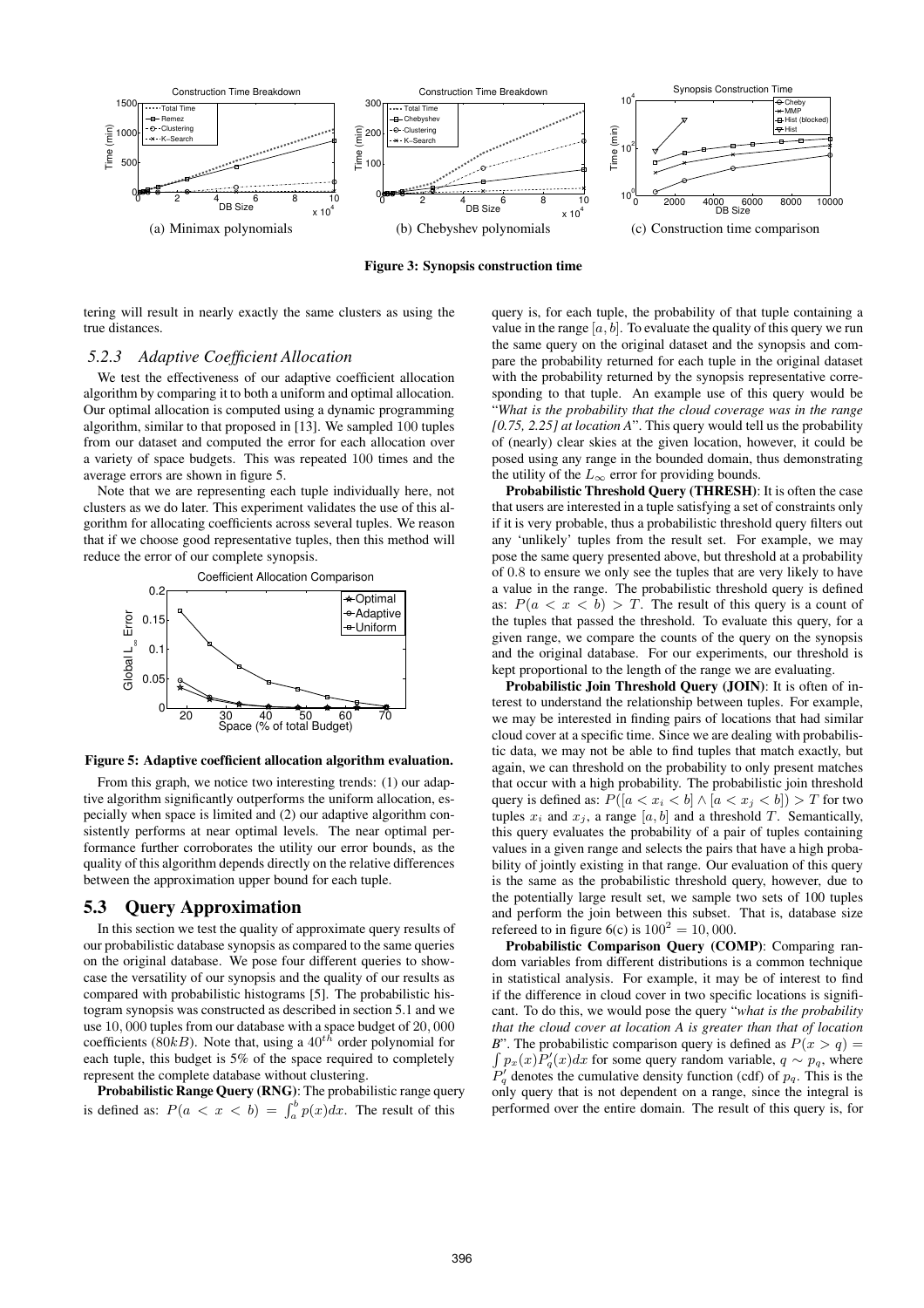Figure 3: Synopsis construction time

(a) Minimax polynomials (b) Chebyshev polynomials (c) Construction time comparison

tering will result in nearly exactly the same clusters as using the true distances.

### 5.2.3 Adaptive Coefficient Allocation

We test the effectiveness of our adaptive coefficient allocation algorithm by comparing it to both a uniform and optimal allocation. Our optimal allocation is computed using a dynamic programming algorithm, similar to that proposed in [13]. We sampled 100 tuples from our dataset and computed the error for each allocation over a variety of space budgets. This was repeated 100 times and the average errors are shown in figure 5.

Note that we are representing each tuple individually here, not clusters as we do later. This experiment validates the use of this algorithm for allocating coefficients across several tuples. We reason that if we choose good representative tuples, then this method will reduce the error of our complete synopsis.

**Figure 5: Adaptive coefficient allocation algorithm evaluation.**

From this graph, we notice two interesting trends: (1) our adaptive algorithm significantly outperforms the uniform allocation, especially when space is limited and (2) our adaptive algorithm consistently performs at near optimal levels. The near optimal performance further corroborates the utility our error bounds, as the quality of this algorithm depends directly on the relative differences between the approximation upper bound for each tuple.

## 5.3 Query Approximation

In this section we test the quality of approximate query results of our probabilistic database synopsis as compared to the same queries on the original database. We pose four different queries to showcase the versatility of our synopsis and the quality of our results as compared with probabilistic histograms [5]. The probabilistic histogram synopsis was constructed as described in section 5.1 and we use 10,000 tuples from our database with a space budget of 20,000 coefficients (80$kB$). Note that, using a $40^{th}$ order polynomial for each tuple, this budget is 5% of the space required to completely represent the complete database without clustering.

**Probabilistic Range Query (RNG)**: The probabilistic range query is defined as: $P(a < x < b) = \int_a^b p(x)dx$. The result of this query is, for each tuple, the probability of that tuple containing a value in the range $[a, b]$. To evaluate the quality of this query we run the same query on the original dataset and the synopsis and compare the probability returned for each tuple in the original dataset with the probability returned by the synopsis representative corresponding to that tuple. An example use of this query would be "*What is the probability that the cloud coverage was in the range [0.75, 2.25] at location A*". This query would tell us the probability of (nearly) clear skies at the given location, however, it could be posed using any range in the bounded domain, thus demonstrating the utility of the $L_\infty$ error for providing bounds.

**Probabilistic Threshold Query (THRESH)**: It is often the case that users are interested in a tuple satisfying a set of constraints only if it is very probable, thus a probabilistic threshold query filters out any 'unlikely' tuples from the result set. For example, we may pose the same query presented above, but threshold at a probability of 0.8 to ensure we only see the tuples that are very likely to have a value in the range. The probabilistic threshold query is defined as: $P(a < x < b) > T$. The result of this query is a count of the tuples that passed the threshold. To evaluate this query, for a given range, we compare the counts of the query on the synopsis and the original database. For our experiments, our threshold is kept proportional to the length of the range we are evaluating.

**Probabilistic Join Threshold Query (JOIN)**: It is often of interest to understand the relationship between tuples. For example, we may be interested in finding pairs of locations that had similar cloud cover at a specific time. Since we are dealing with probabilistic data, we may not be able to find tuples that match exactly, but again, we can threshold on the probability to only present matches that occur with a high probability. The probabilistic join threshold query is defined as: $P([a < x_i < b] \wedge [a < x_j < b]) > T$ for two tuples $x_i$ and $x_j$, a range $[a, b]$ and a threshold $T$. Semantically, this query evaluates the probability of a pair of tuples containing values in a given range and selects the pairs that have a high probability of jointly existing in that range. Our evaluation of this query is the same as the probabilistic threshold query, however, due to the potentially large result set, we sample two sets of 100 tuples and perform the join between this subset. That is, database size refereed to in figure 6(c) is $100^2 = 10,000$.

**Probabilistic Comparison Query (COMP)**: Comparing random variables from different distributions is a common technique in statistical analysis. For example, it may be of interest to find if the difference in cloud cover in two specific locations is significant. To do this, we would pose the query "*what is the probability that the cloud cover at location A is greater than that of location B*". The probabilistic comparison query is defined as $P(x > q) = \int p_x(x)P_q'(x)dx$ for some query random variable, $q \sim p_q$, where $P_q'$ denotes the cumulative density function (cdf) of $p_q$. This is the only query that is not dependent on a range, since the integral is performed over the entire domain. The result of this query is, for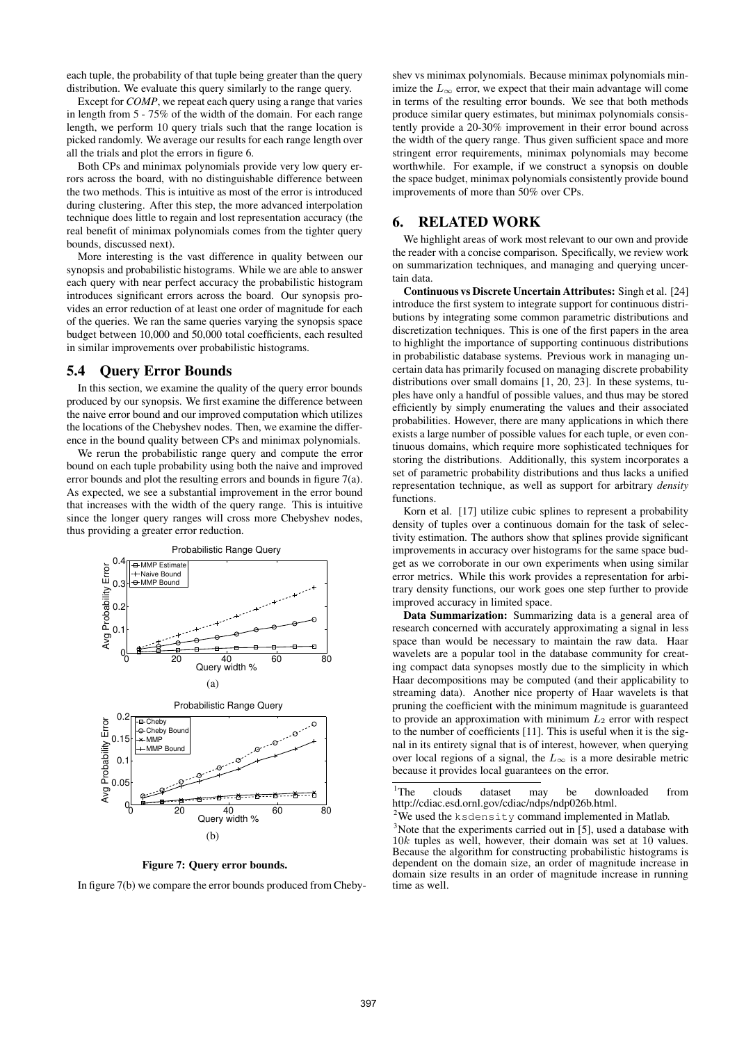each tuple, the probability of that tuple being greater than the query distribution. We evaluate this query similarly to the range query.

Except for *COMP*, we repeat each query using a range that varies in length from 5 - 75% of the width of the domain. For each range length, we perform 10 query trials such that the range location is picked randomly. We average our results for each range length over all the trials and plot the errors in figure 6.

Both CPs and minimax polynomials provide very low query errors across the board, with no distinguishable difference between the two methods. This is intuitive as most of the error is introduced during clustering. After this step, the more advanced interpolation technique does little to regain and lost representation accuracy (the real benefit of minimax polynomials comes from the tighter query bounds, discussed next).

More interesting is the vast difference in quality between our synopsis and probabilistic histograms. While we are able to answer each query with near perfect accuracy the probabilistic histogram introduces significant errors across the board. Our synopsis provides an error reduction of at least one order of magnitude for each of the queries. We ran the same queries varying the synopsis space budget between 10,000 and 50,000 total coefficients, each resulted in similar improvements over probabilistic histograms.

## 5.4 Query Error Bounds

In this section, we examine the quality of the query error bounds produced by our synopsis. We first examine the difference between the naive error bound and our improved computation which utilizes the locations of the Chebyshev nodes. Then, we examine the difference in the bound quality between CPs and minimax polynomials.

We rerun the probabilistic range query and compute the error bound on each tuple probability using both the naive and improved error bounds and plot the resulting errors and bounds in figure 7(a). As expected, we see a substantial improvement in the error bound that increases with the width of the query range. This is intuitive since the longer query ranges will cross more Chebyshev nodes, thus providing a greater error reduction.

**Figure 7: Query error bounds.**

In figure 7(b) we compare the error bounds produced from Chebyshev vs minimax polynomials. Because minimax polynomials minimize the $L_\infty$ error, we expect that their main advantage will come in terms of the resulting error bounds. We see that both methods produce similar query estimates, but minimax polynomials consistently provide a 20-30% improvement in their error bound across the width of the query range. Thus given sufficient space and more stringent error requirements, minimax polynomials may become worthwhile. For example, if we construct a synopsis on double the space budget, minimax polynomials consistently provide bound improvements of more than 50% over CPs.

## 6. RELATED WORK

We highlight areas of work most relevant to our own and provide the reader with a concise comparison. Specifically, we review work on summarization techniques, and managing and querying uncertain data.

**Continuous vs Discrete Uncertain Attributes:** Singh et al. [24] introduce the first system to integrate support for continuous distributions by integrating some common parametric distributions and discretization techniques. This is one of the first papers in the area to highlight the importance of supporting continuous distributions in probabilistic database systems. Previous work in managing uncertain data has primarily focused on managing discrete probability distributions over small domains [1, 20, 23]. In these systems, tuples have only a handful of possible values, and thus may be stored efficiently by simply enumerating the values and their associated probabilities. However, there are many applications in which there exists a large number of possible values for each tuple, or even continuous domains, which require more sophisticated techniques for storing the distributions. Additionally, this system incorporates a set of parametric probability distributions and thus lacks a unified representation technique, as well as support for arbitrary *density* functions.

Korn et al. [17] utilize cubic splines to represent a probability density of tuples over a continuous domain for the task of selectivity estimation. The authors show that splines provide significant improvements in accuracy over histograms for the same space budget as we corroborate in our own experiments when using similar error metrics. While this work provides a representation for arbitrary density functions, our work goes one step further to provide improved accuracy in limited space.

**Data Summarization:** Summarizing data is a general area of research concerned with accurately approximating a signal in less space than would be necessary to maintain the raw data. Haar wavelets are a popular tool in the database community for creating compact data synopses mostly due to the simplicity in which Haar decompositions may be computed (and their applicability to streaming data). Another nice property of Haar wavelets is that pruning the coefficient with the minimum magnitude is guaranteed to provide an approximation with minimum $L_2$ error with respect to the number of coefficients [11]. This is useful when it is the signal in its entirety signal that is of interest, however, when querying over local regions of a signal, the $L_\infty$ is a more desirable metric because it provides local guarantees on the error.

[1] The clouds dataset may be downloaded from http://cdiac.esd.ornl.gov/cdiac/ndps/ndp026b.html.

[2] We used the `ksdensity` command implemented in Matlab.

[3] Note that the experiments carried out in [5], used a database with $10k$ tuples as well, however, their domain was set at 10 values. Because the algorithm for constructing probabilistic histograms is dependent on the domain size, an order of magnitude increase in domain size results in an order of magnitude increase in running time as well.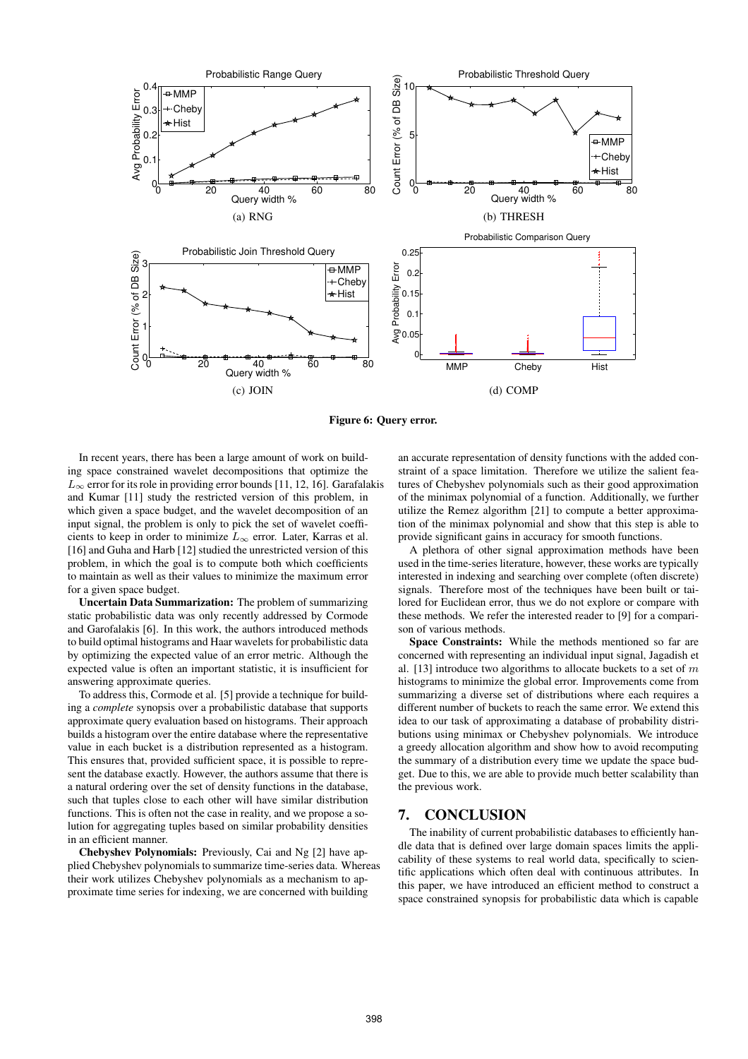(a) RNG

(b) THRESH

(c) JOIN

(d) COMP

**Figure 6: Query error.**

In recent years, there has been a large amount of work on building space constrained wavelet decompositions that optimize the $L_\infty$ error for its role in providing error bounds [11, 12, 16]. Garafalakis and Kumar [11] study the restricted version of this problem, in which given a space budget, and the wavelet decomposition of an input signal, the problem is only to pick the set of wavelet coefficients to keep in order to minimize $L_\infty$ error. Later, Karras et al. [16] and Guha and Harb [12] studied the unrestricted version of this problem, in which the goal is to compute both which coefficients to maintain as well as their values to minimize the maximum error for a given space budget.

**Uncertain Data Summarization:** The problem of summarizing static probabilistic data was only recently addressed by Cormode and Garofalakis [6]. In this work, the authors introduced methods to build optimal histograms and Haar wavelets for probabilistic data by optimizing the expected value of an error metric. Although the expected value is often an important statistic, it is insufficient for answering approximate queries.

To address this, Cormode et al. [5] provide a technique for building a *complete* synopsis over a probabilistic database that supports approximate query evaluation based on histograms. Their approach builds a histogram over the entire database where the representative value in each bucket is a distribution represented as a histogram. This ensures that, provided sufficient space, it is possible to represent the database exactly. However, the authors assume that there is a natural ordering over the set of density functions in the database, such that tuples close to each other will have similar distribution functions. This is often not the case in reality, and we propose a solution for aggregating tuples based on similar probability densities in an efficient manner.

**Chebyshev Polynomials:** Previously, Cai and Ng [2] have applied Chebyshev polynomials to summarize time-series data. Whereas their work utilizes Chebyshev polynomials as a mechanism to approximate time series for indexing, we are concerned with building an accurate representation of density functions with the added constraint of a space limitation. Therefore we utilize the salient features of Chebyshev polynomials such as their good approximation of the minimax polynomial of a function. Additionally, we further utilize the Remez algorithm [21] to compute a better approximation of the minimax polynomial and show that this step is able to provide significant gains in accuracy for smooth functions.

A plethora of other signal approximation methods have been used in the time-series literature, however, these works are typically interested in indexing and searching over complete (often discrete) signals. Therefore most of the techniques have been built or tailored for Euclidean error, thus we do not explore or compare with these methods. We refer the interested reader to [9] for a comparison of various methods.

**Space Constraints:** While the methods mentioned so far are concerned with representing an individual input signal, Jagadish et al. [13] introduce two algorithms to allocate buckets to a set of $m$ histograms to minimize the global error. Improvements come from summarizing a diverse set of distributions where each requires a different number of buckets to reach the same error. We extend this idea to our task of approximating a database of probability distributions using minimax or Chebyshev polynomials. We introduce a greedy allocation algorithm and show how to avoid recomputing the summary of a distribution every time we update the space budget. Due to this, we are able to provide much better scalability than the previous work.

# 7. CONCLUSION

The inability of current probabilistic databases to efficiently handle data that is defined over large domain spaces limits the applicability of these systems to real world data, specifically to scientific applications which often deal with continuous attributes. In this paper, we have introduced an efficient method to construct a space constrained synopsis for probabilistic data which is capable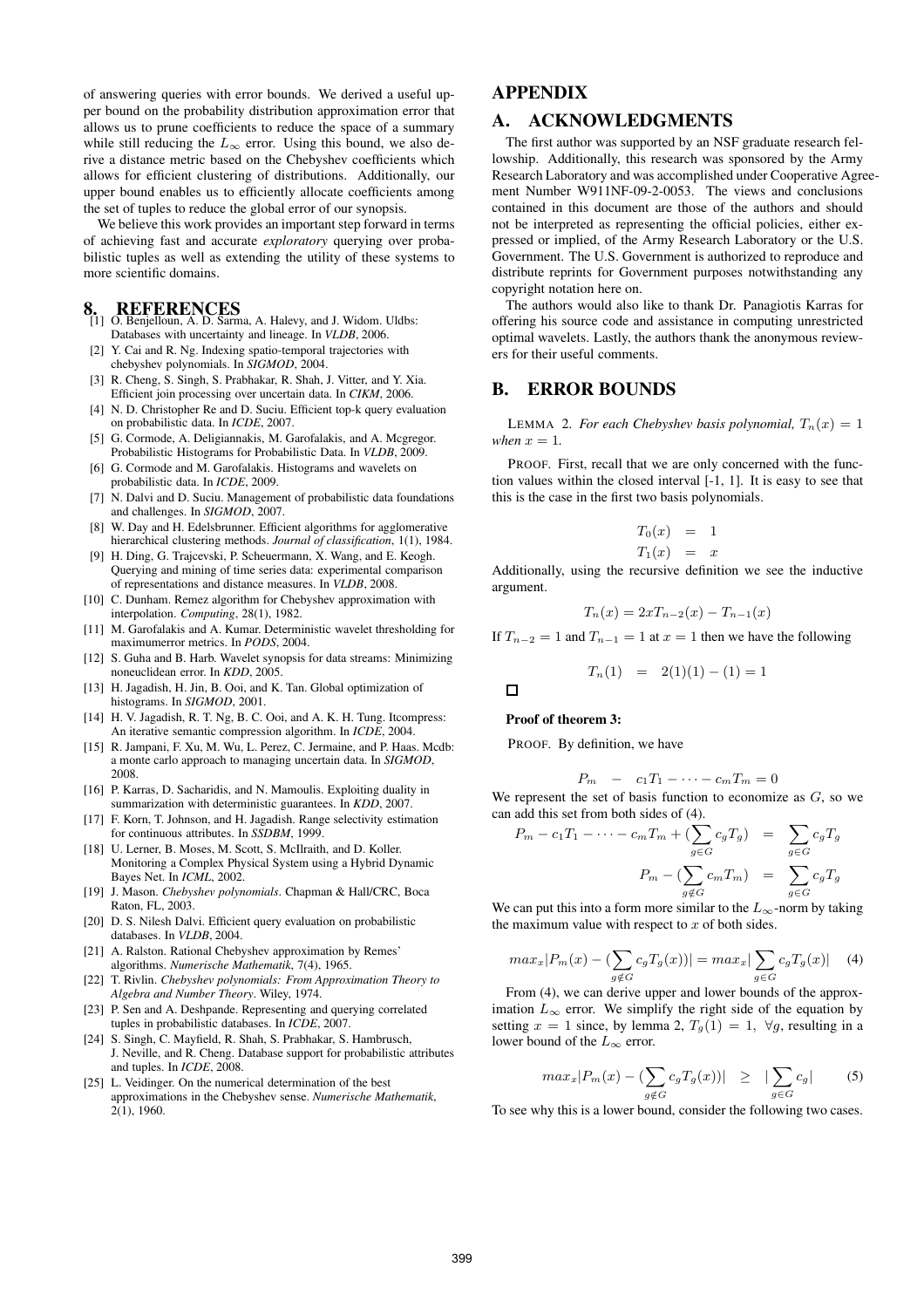of answering queries with error bounds. We derived a useful upper bound on the probability distribution approximation error that allows us to prune coefficients to reduce the space of a summary while still reducing the $L_\infty$ error. Using this bound, we also derive a distance metric based on the Chebyshev coefficients which allows for efficient clustering of distributions. Additionally, our upper bound enables us to efficiently allocate coefficients among the set of tuples to reduce the global error of our synopsis.

We believe this work provides an important step forward in terms of achieving fast and accurate *exploratory* querying over probabilistic tuples as well as extending the utility of these systems to more scientific domains.

# 8. REFERENCES

[1] O. Benjelloun, A. D. Sarma, A. Halevy, and J. Widom. Uldbs: Databases with uncertainty and lineage. In *VLDB*, 2006.

[2] Y. Cai and R. Ng. Indexing spatio-temporal trajectories with chebyshev polynomials. In *SIGMOD*, 2004.

[3] R. Cheng, S. Singh, S. Prabhakar, R. Shah, J. Vitter, and Y. Xia. Efficient join processing over uncertain data. In *CIKM*, 2006.

[4] N. D. Christopher Re and D. Suciu. Efficient top-k query evaluation on probabilistic data. In *ICDE*, 2007.

[5] G. Cormode, A. Deligiannakis, M. Garofalakis, and A. Mcgregor. Probabilistic Histograms for Probabilistic Data. In *VLDB*, 2009.

[6] G. Cormode and M. Garofalakis. Histograms and wavelets on probabilistic data. In *ICDE*, 2009.

[7] N. Dalvi and D. Suciu. Management of probabilistic data foundations and challenges. In *SIGMOD*, 2007.

[8] W. Day and H. Edelsbrunner. Efficient algorithms for agglomerative hierarchical clustering methods. *Journal of classification*, 1(1), 1984.

[9] H. Ding, G. Trajcevski, P. Scheuermann, X. Wang, and E. Keogh. Querying and mining of time series data: experimental comparison of representations and distance measures. In *VLDB*, 2008.

[10] C. Dunham. Remez algorithm for Chebyshev approximation with interpolation. *Computing*, 28(1), 1982.

[11] M. Garofalakis and A. Kumar. Deterministic wavelet thresholding for maximumerror metrics. In *PODS*, 2004.

[12] S. Guha and B. Harb. Wavelet synopsis for data streams: Minimizing noneuclidean error. In *KDD*, 2005.

[13] H. Jagadish, H. Jin, B. Ooi, and K. Tan. Global optimization of histograms. In *SIGMOD*, 2001.

[14] H. V. Jagadish, R. T. Ng, B. C. Ooi, and A. K. H. Tung. Itcompress: An iterative semantic compression algorithm. In *ICDE*, 2004.

[15] R. Jampani, F. Xu, M. Wu, L. Perez, C. Jermaine, and P. Haas. Mcdb: a monte carlo approach to managing uncertain data. In *SIGMOD*, 2008.

[16] P. Karras, D. Sacharidis, and N. Mamoulis. Exploiting duality in summarization with deterministic guarantees. In *KDD*, 2007.

[17] F. Korn, T. Johnson, and H. Jagadish. Range selectivity estimation for continuous attributes. In *SSDBM*, 1999.

[18] U. Lerner, B. Moses, M. Scott, S. McIlraith, and D. Koller. Monitoring a Complex Physical System using a Hybrid Dynamic Bayes Net. In *ICML*, 2002.

[19] J. Mason. *Chebyshev polynomials*. Chapman & Hall/CRC, Boca Raton, FL, 2003.

[20] D. S. Nilesh Dalvi. Efficient query evaluation on probabilistic databases. In *VLDB*, 2004.

[21] A. Ralston. Rational Chebyshev approximation by Remes' algorithms. *Numerische Mathematik*, 7(4), 1965.

[22] T. Rivlin. *Chebyshev polynomials: From Approximation Theory to Algebra and Number Theory*. Wiley, 1974.

[23] P. Sen and A. Deshpande. Representing and querying correlated tuples in probabilistic databases. In *ICDE*, 2007.

[24] S. Singh, C. Mayfield, R. Shah, S. Prabhakar, S. Hambrusch, J. Neville, and R. Cheng. Database support for probabilistic attributes and tuples. In *ICDE*, 2008.

[25] L. Veidinger. On the numerical determination of the best approximations in the Chebyshev sense. *Numerische Mathematik*, 2(1), 1960.

# APPENDIX

# A. ACKNOWLEDGMENTS

The first author was supported by an NSF graduate research fellowship. Additionally, this research was sponsored by the Army Research Laboratory and was accomplished under Cooperative Agreement Number W911NF-09-2-0053. The views and conclusions contained in this document are those of the authors and should not be interpreted as representing the official policies, either expressed or implied, of the Army Research Laboratory or the U.S. Government. The U.S. Government is authorized to reproduce and distribute reprints for Government purposes notwithstanding any copyright notation here on.

The authors would also like to thank Dr. Panagiotis Karras for offering his source code and assistance in computing unrestricted optimal wavelets. Lastly, the authors thank the anonymous reviewers for their useful comments.

# B. ERROR BOUNDS

LEMMA 2. *For each Chebyshev basis polynomial,* $T_n(x) = 1$ *when* $x = 1$.

PROOF. First, recall that we are only concerned with the function values within the closed interval [-1, 1]. It is easy to see that this is the case in the first two basis polynomials.

$$T_0(x) = 1$$
$$T_1(x) = x$$

Additionally, using the recursive definition we see the inductive argument.

$$T_n(x) = 2xT_{n-2}(x) - T_{n-1}(x)$$

If $T_{n-2} = 1$ and $T_{n-1} = 1$ at $x = 1$ then we have the following

$$T_n(1) = 2(1)(1) - (1) = 1$$

□

**Proof of theorem 3:**

PROOF. By definition, we have

$$P_m - c_1T_1 - \cdots - c_mT_m = 0$$

We represent the set of basis function to economize as $G$, so we can add this set from both sides of (4).

$$P_m - c_1T_1 - \cdots - c_mT_m + (\sum_{g \in G} c_gT_g) = \sum_{g \in G} c_gT_g$$
$$P_m - (\sum_{g \notin G} c_mT_m) = \sum_{g \in G} c_gT_g$$

We can put this into a form more similar to the $L_\infty$-norm by taking the maximum value with respect to $x$ of both sides.

$$max_x|P_m(x) - (\sum_{g \notin G} c_gT_g(x))| = max_x|\sum_{g \in G} c_gT_g(x)| \quad (4)$$

From (4), we can derive upper and lower bounds of the approximation $L_\infty$ error. We simplify the right side of the equation by setting $x = 1$ since, by lemma 2, $T_g(1) = 1, \; \forall g$, resulting in a lower bound of the $L_\infty$ error.

$$max_x|P_m(x) - (\sum_{g \notin G} c_gT_g(x))| \geq |\sum_{g \in G} c_g| \quad (5)$$

To see why this is a lower bound, consider the following two cases.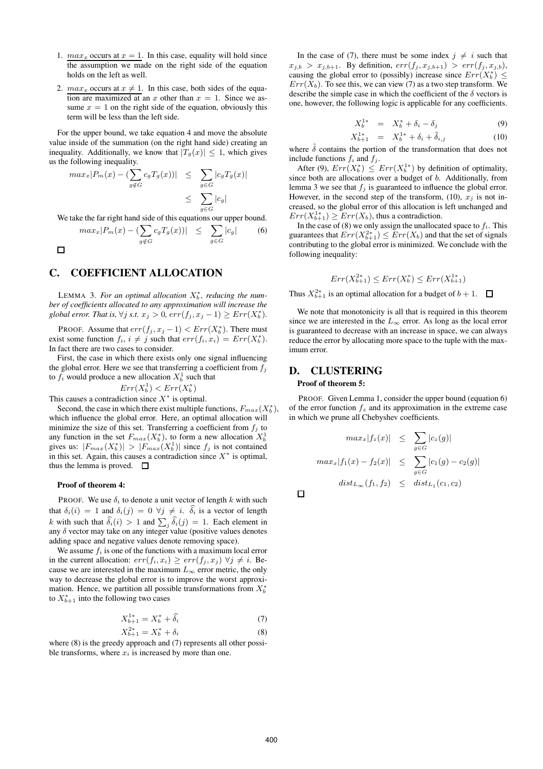1. $\underline{max_x \text{ occurs at } x = 1}$. In this case, equality will hold since the assumption we made on the right side of the equation holds on the left as well.

2. $\underline{max_x \text{ occurs at } x \neq 1}$. In this case, both sides of the equation are maximized at an $x$ other than $x = 1$. Since we assume $x = 1$ on the right side of the equation, obviously this term will be less than the left side.

For the upper bound, we take equation 4 and move the absolute value inside of the summation (on the right hand side) creating an inequality. Additionally, we know that $|T_g(x)| \leq 1$, which gives us the following inequality.

$$
\begin{aligned}
max_x|P_m(x) - (\sum_{g \notin G} c_g T_g(x))| &\leq \sum_{g \in G} |c_g T_g(x)| \\
&\leq \sum_{g \in G} |c_g|
\end{aligned}
$$

We take the far right hand side of this equations our upper bound.

$$
max_x|P_m(x) - (\sum_{g \notin G} c_g T_g(x))| \leq \sum_{g \in G} |c_g| \qquad (6)
$$

□

## C. COEFFICIENT ALLOCATION

LEMMA 3. *For an optimal allocation $X_b^*$, reducing the number of coefficients allocated to any approximation will increase the global error. That is, $\forall j$ s.t. $x_j > 0$, $err(f_j, x_j - 1) \geq Err(X_b^*)$.*

PROOF. Assume that $err(f_j, x_j - 1) < Err(X_b^*)$. There must exist some function $f_i$, $i \neq j$ such that $err(f_i, x_i) = Err(X_b^*)$. In fact there are two cases to consider.

First, the case in which there exists only one signal influencing the global error. Here we see that transferring a coefficient from $f_j$ to $f_i$ would produce a new allocation $X_b^1$ such that

$$
Err(X_b^1) < Err(X_b^*)
$$

This causes a contradiction since $X^*$ is optimal.

Second, the case in which there exist multiple functions, $F_{max}(X_b^*)$, which influence the global error. Here, an optimal allocation will minimize the size of this set. Transferring a coefficient from $f_j$ to any function in the set $F_{max}(X_b^*)$, to form a new allocation $X_b^1$ gives us: $|F_{max}(X_b^*)| > |F_{max}(X_b^1)|$ since $f_j$ is not contained in this set. Again, this causes a contradiction since $X^*$ is optimal, thus the lemma is proved. □

#### Proof of theorem 4:

PROOF. We use $\delta_i$ to denote a unit vector of length $k$ with such that $\delta_i(i) = 1$ and $\delta_i(j) = 0 \; \forall j \neq i$. $\widehat{\delta_i}$ is a vector of length $k$ with such that $\widehat{\delta}_i(i) > 1$ and $\sum_j \widehat{\delta}_i(j) = 1$. Each element in any $\delta$ vector may take on any integer value (positive values denotes adding space and negative values denote removing space).

We assume $f_i$ is one of the functions with a maximum local error in the current allocation: $err(f_i, x_i) \geq err(f_j, x_j) \; \forall j \neq i$. Because we are interested in the maximum $L_\infty$ error metric, the only way to decrease the global error is to improve the worst approximation. Hence, we partition all possible transformations from $X_b^*$ to $X_{b+1}^*$ into the following two cases

$$
X_{b+1}^{1*} = X_b^* + \widehat{\delta_i} \qquad (7)
$$

$$
X_{b+1}^{2*} = X_b^* + \delta_i \qquad (8)
$$

where (8) is the greedy approach and (7) represents all other possible transforms, where $x_i$ is increased by more than one.

In the case of (7), there must be some index $j \neq i$ such that $x_{j,b} > x_{j,b+1}$. By definition, $err(f_j, x_{j,b+1}) > err(f_j, x_{j,b})$, causing the global error to (possibly) increase since $Err(X_b^*) \leq Err(X_b)$. To see this, we can view (7) as a two step transform. We describe the simple case in which the coefficient of the $\delta$ vectors is one, however, the following logic is applicable for any coefficients.

$$
\begin{aligned}
X_b^{1*} &= X_b^* + \delta_i - \delta_j \qquad (9) \\
X_{b+1}^{1*} &= X_b^{1*} + \delta_i + \tilde{\delta}_{i,j} \qquad (10)
\end{aligned}
$$

where $\tilde{\delta}$ contains the portion of the transformation that does not include functions $f_i$ and $f_j$.

After (9), $Err(X_b^*) \leq Err(X_b^{1*})$ by definition of optimality, since both are allocations over a budget of $b$. Additionally, from lemma 3 we see that $f_j$ is guaranteed to influence the global error. However, in the second step of the transform, (10), $x_j$ is not increased, so the global error of this allocation is left unchanged and $Err(X_{b+1}^{1*}) \geq Err(X_b)$, thus a contradiction.

In the case of (8) we only assign the unallocated space to $f_i$. This guarantees that $Err(X_{b+1}^{2*}) \leq Err(X_b)$ and that the set of signals contributing to the global error is minimized. We conclude with the following inequality:

$$
Err(X_{b+1}^{2*}) \leq Err(X_b^*) \leq Err(X_{b+1}^{1*})
$$

Thus $X_{b+1}^{2*}$ is an optimal allocation for a budget of $b + 1$. □

We note that monotonicity is all that is required in this theorem since we are interested in the $L_\infty$ error. As long as the local error is guaranteed to decrease with an increase in space, we can always reduce the error by allocating more space to the tuple with the maximum error.

## D. CLUSTERING

#### Proof of theorem 5:

PROOF. Given Lemma 1, consider the upper bound (equation 6) of the error function $f_z$ and its approximation in the extreme case in which we prune all Chebyshev coefficients.

$$
\begin{aligned}
max_x|f_z(x)| &\leq \sum_{g \in G} |c_z(g)| \\
max_x|f_1(x) - f_2(x)| &\leq \sum_{g \in G} |c_1(g) - c_2(g)| \\
dist_{L_\infty}(f_1, f_2) &\leq dist_{L_1}(c_1, c_2)
\end{aligned}
$$

□